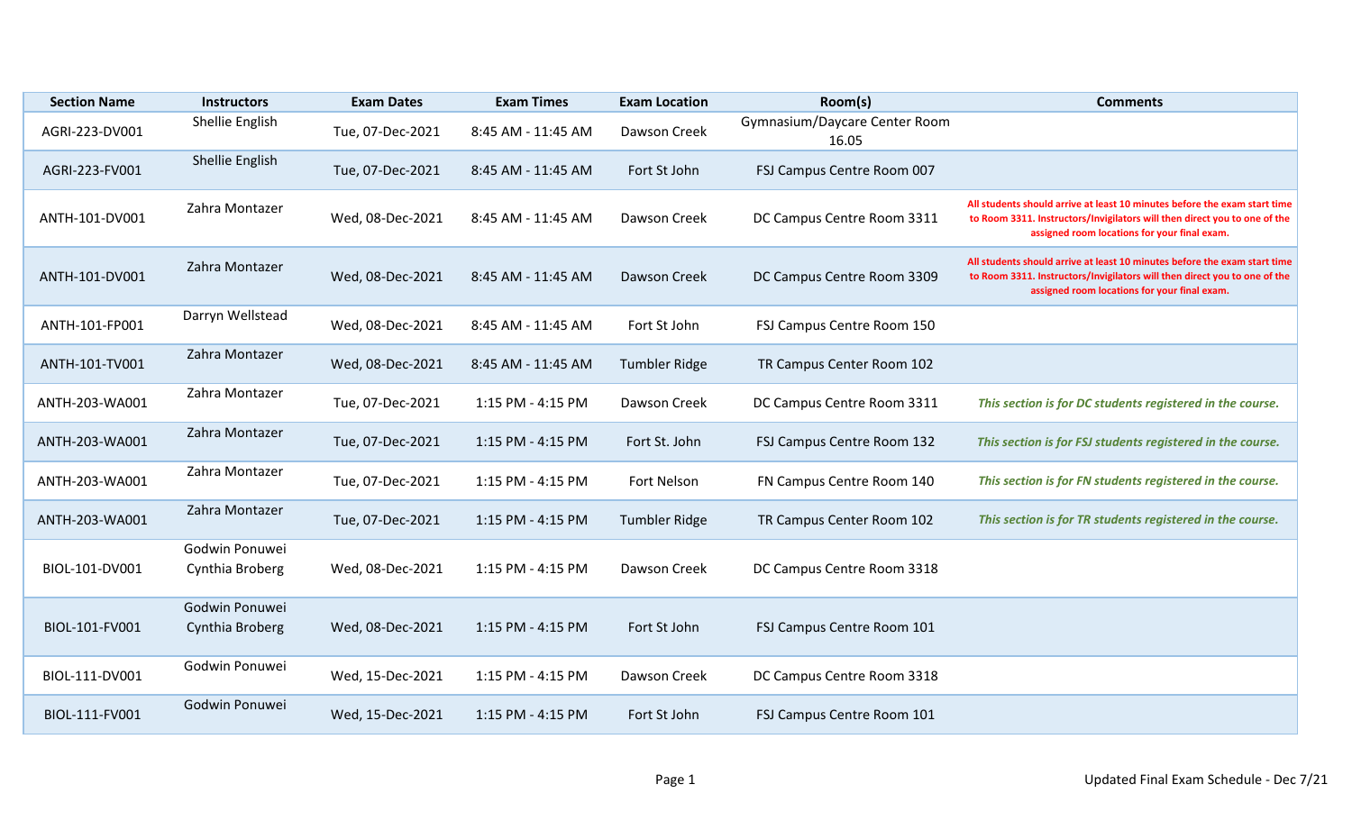| Section Name | Instructors | Exam Dates | Exam Times | Exam Location | Room(s) | Comments |
| --- | --- | --- | --- | --- | --- | --- |
| AGRI-223-DV001 | Shellie English | Tue, 07-Dec-2021 | 8:45 AM - 11:45 AM | Dawson Creek | Gymnasium/Daycare Center Room 16.05 | |
| AGRI-223-FV001 | Shellie English | Tue, 07-Dec-2021 | 8:45 AM - 11:45 AM | Fort St John | FSJ Campus Centre Room 007 | |
| ANTH-101-DV001 | Zahra Montazer | Wed, 08-Dec-2021 | 8:45 AM - 11:45 AM | Dawson Creek | DC Campus Centre Room 3311 | **All students should arrive at least 10 minutes before the exam start time to Room 3311. Instructors/Invigilators will then direct you to one of the assigned room locations for your final exam.** |
| ANTH-101-DV001 | Zahra Montazer | Wed, 08-Dec-2021 | 8:45 AM - 11:45 AM | Dawson Creek | DC Campus Centre Room 3309 | **All students should arrive at least 10 minutes before the exam start time to Room 3311. Instructors/Invigilators will then direct you to one of the assigned room locations for your final exam.** |
| ANTH-101-FP001 | Darryn Wellstead | Wed, 08-Dec-2021 | 8:45 AM - 11:45 AM | Fort St John | FSJ Campus Centre Room 150 | |
| ANTH-101-TV001 | Zahra Montazer | Wed, 08-Dec-2021 | 8:45 AM - 11:45 AM | Tumbler Ridge | TR Campus Center Room 102 | |
| ANTH-203-WA001 | Zahra Montazer | Tue, 07-Dec-2021 | 1:15 PM - 4:15 PM | Dawson Creek | DC Campus Centre Room 3311 | ***This section is for DC students registered in the course.*** |
| ANTH-203-WA001 | Zahra Montazer | Tue, 07-Dec-2021 | 1:15 PM - 4:15 PM | Fort St. John | FSJ Campus Centre Room 132 | ***This section is for FSJ students registered in the course.*** |
| ANTH-203-WA001 | Zahra Montazer | Tue, 07-Dec-2021 | 1:15 PM - 4:15 PM | Fort Nelson | FN Campus Centre Room 140 | ***This section is for FN students registered in the course.*** |
| ANTH-203-WA001 | Zahra Montazer | Tue, 07-Dec-2021 | 1:15 PM - 4:15 PM | Tumbler Ridge | TR Campus Center Room 102 | ***This section is for TR students registered in the course.*** |
| BIOL-101-DV001 | Godwin Ponuwei<br>Cynthia Broberg | Wed, 08-Dec-2021 | 1:15 PM - 4:15 PM | Dawson Creek | DC Campus Centre Room 3318 | |
| BIOL-101-FV001 | Godwin Ponuwei<br>Cynthia Broberg | Wed, 08-Dec-2021 | 1:15 PM - 4:15 PM | Fort St John | FSJ Campus Centre Room 101 | |
| BIOL-111-DV001 | Godwin Ponuwei | Wed, 15-Dec-2021 | 1:15 PM - 4:15 PM | Dawson Creek | DC Campus Centre Room 3318 | |
| BIOL-111-FV001 | Godwin Ponuwei | Wed, 15-Dec-2021 | 1:15 PM - 4:15 PM | Fort St John | FSJ Campus Centre Room 101 | |

Updated Final Exam Schedule - Dec 7/21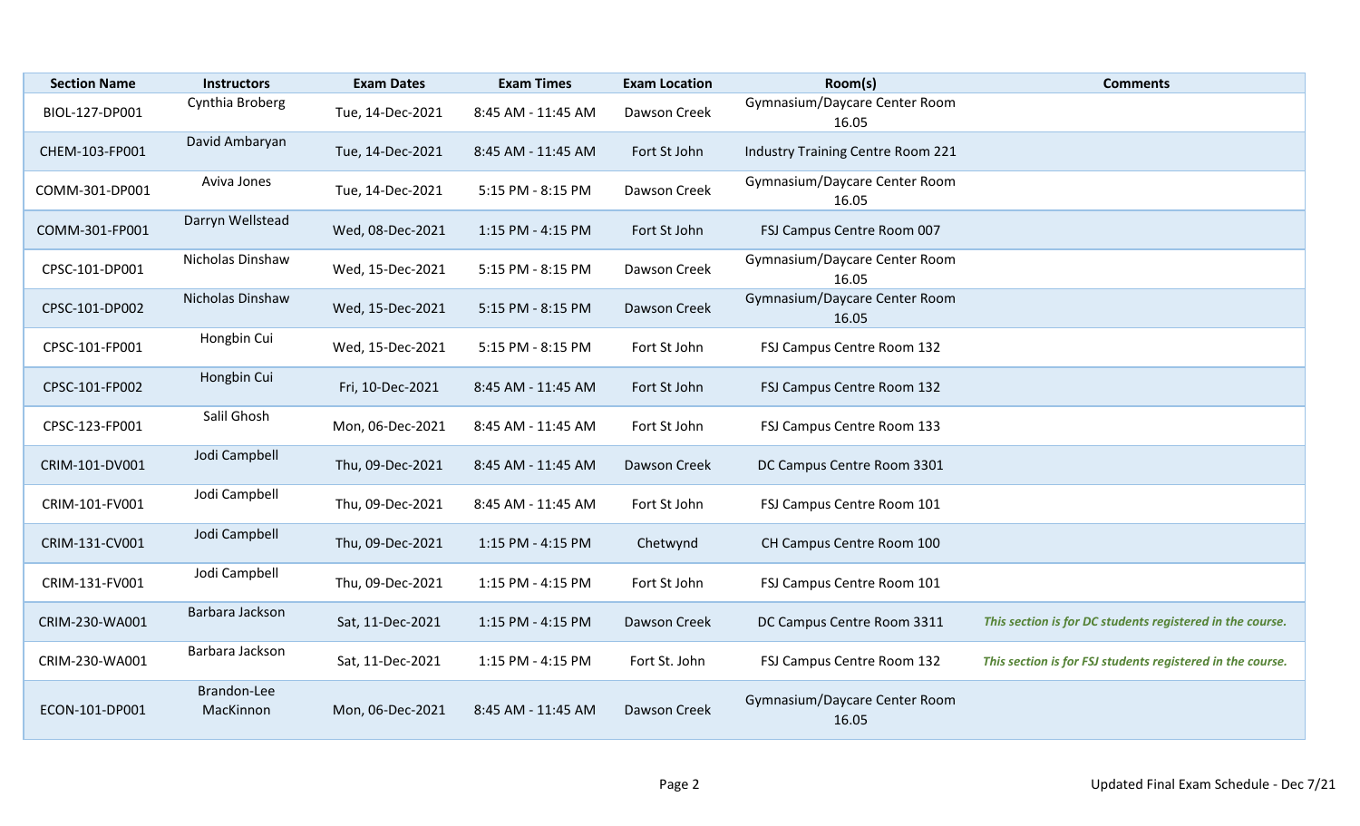| Section Name | Instructors | Exam Dates | Exam Times | Exam Location | Room(s) | Comments |
| --- | --- | --- | --- | --- | --- | --- |
| BIOL-127-DP001 | Cynthia Broberg | Tue, 14-Dec-2021 | 8:45 AM - 11:45 AM | Dawson Creek | Gymnasium/Daycare Center Room 16.05 | |
| CHEM-103-FP001 | David Ambaryan | Tue, 14-Dec-2021 | 8:45 AM - 11:45 AM | Fort St John | Industry Training Centre Room 221 | |
| COMM-301-DP001 | Aviva Jones | Tue, 14-Dec-2021 | 5:15 PM - 8:15 PM | Dawson Creek | Gymnasium/Daycare Center Room 16.05 | |
| COMM-301-FP001 | Darryn Wellstead | Wed, 08-Dec-2021 | 1:15 PM - 4:15 PM | Fort St John | FSJ Campus Centre Room 007 | |
| CPSC-101-DP001 | Nicholas Dinshaw | Wed, 15-Dec-2021 | 5:15 PM - 8:15 PM | Dawson Creek | Gymnasium/Daycare Center Room 16.05 | |
| CPSC-101-DP002 | Nicholas Dinshaw | Wed, 15-Dec-2021 | 5:15 PM - 8:15 PM | Dawson Creek | Gymnasium/Daycare Center Room 16.05 | |
| CPSC-101-FP001 | Hongbin Cui | Wed, 15-Dec-2021 | 5:15 PM - 8:15 PM | Fort St John | FSJ Campus Centre Room 132 | |
| CPSC-101-FP002 | Hongbin Cui | Fri, 10-Dec-2021 | 8:45 AM - 11:45 AM | Fort St John | FSJ Campus Centre Room 132 | |
| CPSC-123-FP001 | Salil Ghosh | Mon, 06-Dec-2021 | 8:45 AM - 11:45 AM | Fort St John | FSJ Campus Centre Room 133 | |
| CRIM-101-DV001 | Jodi Campbell | Thu, 09-Dec-2021 | 8:45 AM - 11:45 AM | Dawson Creek | DC Campus Centre Room 3301 | |
| CRIM-101-FV001 | Jodi Campbell | Thu, 09-Dec-2021 | 8:45 AM - 11:45 AM | Fort St John | FSJ Campus Centre Room 101 | |
| CRIM-131-CV001 | Jodi Campbell | Thu, 09-Dec-2021 | 1:15 PM - 4:15 PM | Chetwynd | CH Campus Centre Room 100 | |
| CRIM-131-FV001 | Jodi Campbell | Thu, 09-Dec-2021 | 1:15 PM - 4:15 PM | Fort St John | FSJ Campus Centre Room 101 | |
| CRIM-230-WA001 | Barbara Jackson | Sat, 11-Dec-2021 | 1:15 PM - 4:15 PM | Dawson Creek | DC Campus Centre Room 3311 | ***This section is for DC students registered in the course.*** |
| CRIM-230-WA001 | Barbara Jackson | Sat, 11-Dec-2021 | 1:15 PM - 4:15 PM | Fort St. John | FSJ Campus Centre Room 132 | ***This section is for FSJ students registered in the course.*** |
| ECON-101-DP001 | Brandon-Lee MacKinnon | Mon, 06-Dec-2021 | 8:45 AM - 11:45 AM | Dawson Creek | Gymnasium/Daycare Center Room 16.05 | |

Updated Final Exam Schedule - Dec 7/21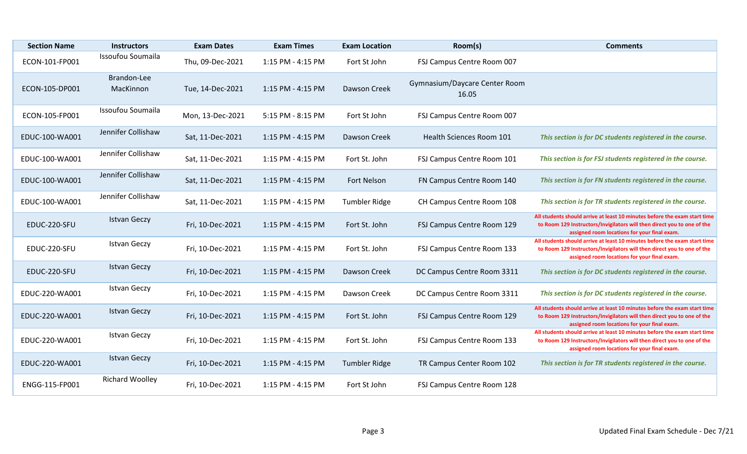| Section Name | Instructors | Exam Dates | Exam Times | Exam Location | Room(s) | Comments |
|---|---|---|---|---|---|---|
| ECON-101-FP001 | Issoufou Soumaila | Thu, 09-Dec-2021 | 1:15 PM - 4:15 PM | Fort St John | FSJ Campus Centre Room 007 | |
| ECON-105-DP001 | Brandon-Lee MacKinnon | Tue, 14-Dec-2021 | 1:15 PM - 4:15 PM | Dawson Creek | Gymnasium/Daycare Center Room 16.05 | |
| ECON-105-FP001 | Issoufou Soumaila | Mon, 13-Dec-2021 | 5:15 PM - 8:15 PM | Fort St John | FSJ Campus Centre Room 007 | |
| EDUC-100-WA001 | Jennifer Collishaw | Sat, 11-Dec-2021 | 1:15 PM - 4:15 PM | Dawson Creek | Health Sciences Room 101 | *This section is for DC students registered in the course.* |
| EDUC-100-WA001 | Jennifer Collishaw | Sat, 11-Dec-2021 | 1:15 PM - 4:15 PM | Fort St. John | FSJ Campus Centre Room 101 | *This section is for FSJ students registered in the course.* |
| EDUC-100-WA001 | Jennifer Collishaw | Sat, 11-Dec-2021 | 1:15 PM - 4:15 PM | Fort Nelson | FN Campus Centre Room 140 | *This section is for FN students registered in the course.* |
| EDUC-100-WA001 | Jennifer Collishaw | Sat, 11-Dec-2021 | 1:15 PM - 4:15 PM | Tumbler Ridge | CH Campus Centre Room 108 | *This section is for TR students registered in the course.* |
| EDUC-220-SFU | Istvan Geczy | Fri, 10-Dec-2021 | 1:15 PM - 4:15 PM | Fort St. John | FSJ Campus Centre Room 129 | **All students should arrive at least 10 minutes before the exam start time to Room 129 Instructors/Invigilators will then direct you to one of the assigned room locations for your final exam.** |
| EDUC-220-SFU | Istvan Geczy | Fri, 10-Dec-2021 | 1:15 PM - 4:15 PM | Fort St. John | FSJ Campus Centre Room 133 | **All students should arrive at least 10 minutes before the exam start time to Room 129 Instructors/Invigilators will then direct you to one of the assigned room locations for your final exam.** |
| EDUC-220-SFU | Istvan Geczy | Fri, 10-Dec-2021 | 1:15 PM - 4:15 PM | Dawson Creek | DC Campus Centre Room 3311 | *This section is for DC students registered in the course.* |
| EDUC-220-WA001 | Istvan Geczy | Fri, 10-Dec-2021 | 1:15 PM - 4:15 PM | Dawson Creek | DC Campus Centre Room 3311 | *This section is for DC students registered in the course.* |
| EDUC-220-WA001 | Istvan Geczy | Fri, 10-Dec-2021 | 1:15 PM - 4:15 PM | Fort St. John | FSJ Campus Centre Room 129 | **All students should arrive at least 10 minutes before the exam start time to Room 129 Instructors/Invigilators will then direct you to one of the assigned room locations for your final exam.** |
| EDUC-220-WA001 | Istvan Geczy | Fri, 10-Dec-2021 | 1:15 PM - 4:15 PM | Fort St. John | FSJ Campus Centre Room 133 | **All students should arrive at least 10 minutes before the exam start time to Room 129 Instructors/Invigilators will then direct you to one of the assigned room locations for your final exam.** |
| EDUC-220-WA001 | Istvan Geczy | Fri, 10-Dec-2021 | 1:15 PM - 4:15 PM | Tumbler Ridge | TR Campus Center Room 102 | *This section is for TR students registered in the course.* |
| ENGG-115-FP001 | Richard Woolley | Fri, 10-Dec-2021 | 1:15 PM - 4:15 PM | Fort St John | FSJ Campus Centre Room 128 | |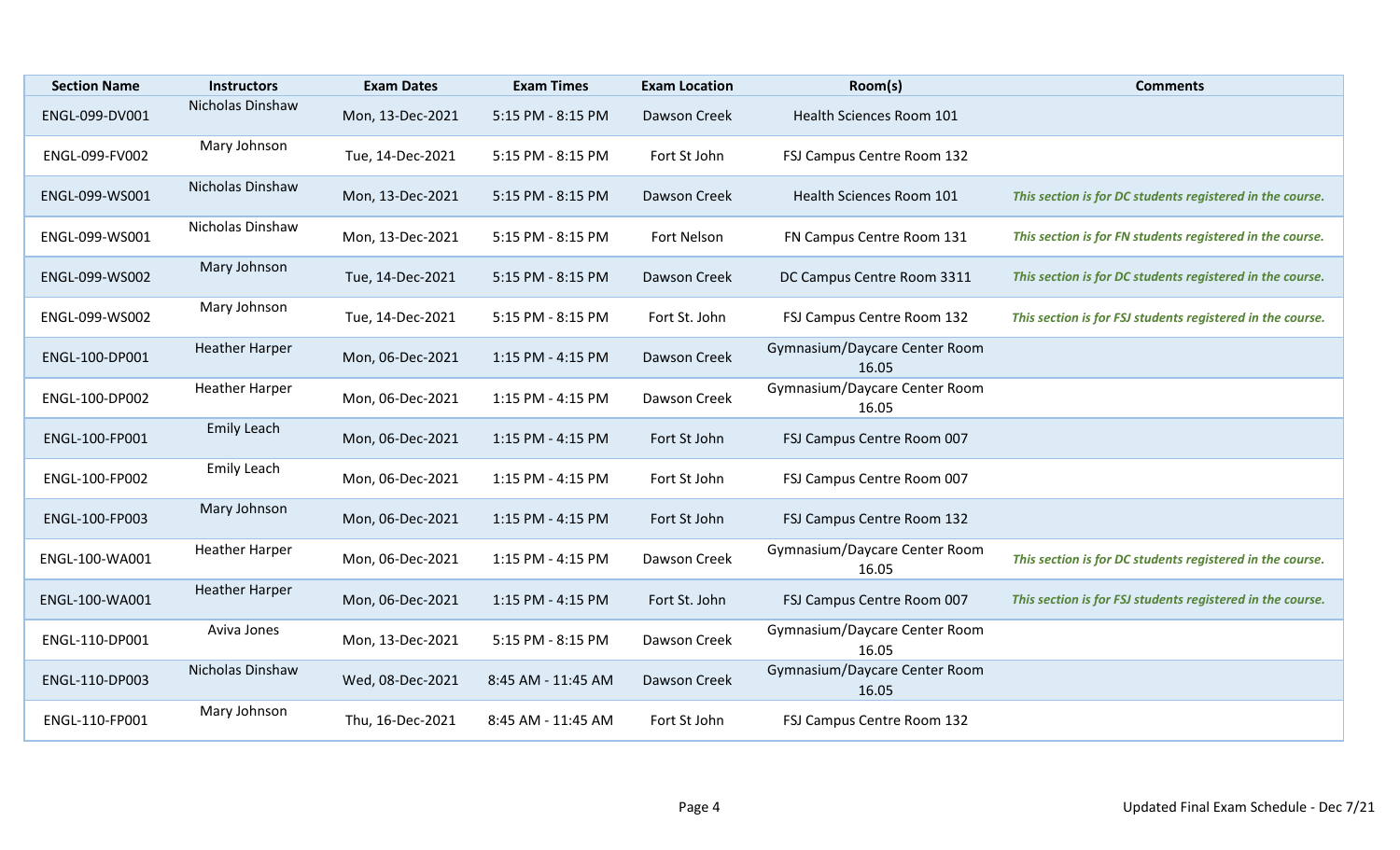| Section Name | Instructors | Exam Dates | Exam Times | Exam Location | Room(s) | Comments |
| --- | --- | --- | --- | --- | --- | --- |
| ENGL-099-DV001 | Nicholas Dinshaw | Mon, 13-Dec-2021 | 5:15 PM - 8:15 PM | Dawson Creek | Health Sciences Room 101 | |
| ENGL-099-FV002 | Mary Johnson | Tue, 14-Dec-2021 | 5:15 PM - 8:15 PM | Fort St John | FSJ Campus Centre Room 132 | |
| ENGL-099-WS001 | Nicholas Dinshaw | Mon, 13-Dec-2021 | 5:15 PM - 8:15 PM | Dawson Creek | Health Sciences Room 101 | *This section is for DC students registered in the course.* |
| ENGL-099-WS001 | Nicholas Dinshaw | Mon, 13-Dec-2021 | 5:15 PM - 8:15 PM | Fort Nelson | FN Campus Centre Room 131 | *This section is for FN students registered in the course.* |
| ENGL-099-WS002 | Mary Johnson | Tue, 14-Dec-2021 | 5:15 PM - 8:15 PM | Dawson Creek | DC Campus Centre Room 3311 | *This section is for DC students registered in the course.* |
| ENGL-099-WS002 | Mary Johnson | Tue, 14-Dec-2021 | 5:15 PM - 8:15 PM | Fort St. John | FSJ Campus Centre Room 132 | *This section is for FSJ students registered in the course.* |
| ENGL-100-DP001 | Heather Harper | Mon, 06-Dec-2021 | 1:15 PM - 4:15 PM | Dawson Creek | Gymnasium/Daycare Center Room 16.05 | |
| ENGL-100-DP002 | Heather Harper | Mon, 06-Dec-2021 | 1:15 PM - 4:15 PM | Dawson Creek | Gymnasium/Daycare Center Room 16.05 | |
| ENGL-100-FP001 | Emily Leach | Mon, 06-Dec-2021 | 1:15 PM - 4:15 PM | Fort St John | FSJ Campus Centre Room 007 | |
| ENGL-100-FP002 | Emily Leach | Mon, 06-Dec-2021 | 1:15 PM - 4:15 PM | Fort St John | FSJ Campus Centre Room 007 | |
| ENGL-100-FP003 | Mary Johnson | Mon, 06-Dec-2021 | 1:15 PM - 4:15 PM | Fort St John | FSJ Campus Centre Room 132 | |
| ENGL-100-WA001 | Heather Harper | Mon, 06-Dec-2021 | 1:15 PM - 4:15 PM | Dawson Creek | Gymnasium/Daycare Center Room 16.05 | *This section is for DC students registered in the course.* |
| ENGL-100-WA001 | Heather Harper | Mon, 06-Dec-2021 | 1:15 PM - 4:15 PM | Fort St. John | FSJ Campus Centre Room 007 | *This section is for FSJ students registered in the course.* |
| ENGL-110-DP001 | Aviva Jones | Mon, 13-Dec-2021 | 5:15 PM - 8:15 PM | Dawson Creek | Gymnasium/Daycare Center Room 16.05 | |
| ENGL-110-DP003 | Nicholas Dinshaw | Wed, 08-Dec-2021 | 8:45 AM - 11:45 AM | Dawson Creek | Gymnasium/Daycare Center Room 16.05 | |
| ENGL-110-FP001 | Mary Johnson | Thu, 16-Dec-2021 | 8:45 AM - 11:45 AM | Fort St John | FSJ Campus Centre Room 132 | |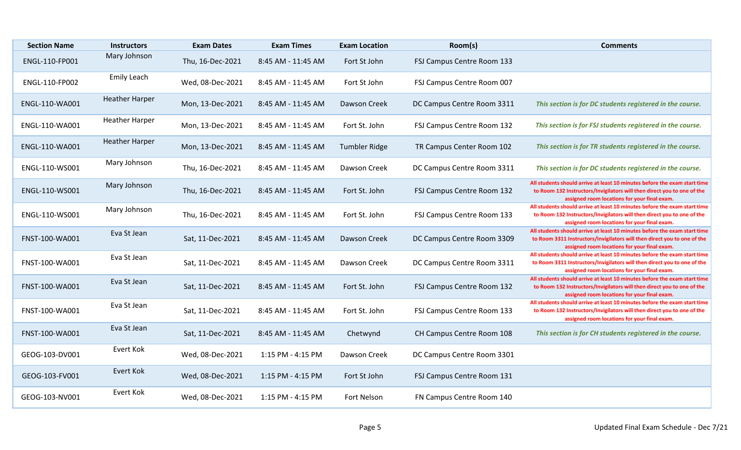| Section Name | Instructors | Exam Dates | Exam Times | Exam Location | Room(s) | Comments |
|---|---|---|---|---|---|---|
| ENGL-110-FP001 | Mary Johnson | Thu, 16-Dec-2021 | 8:45 AM - 11:45 AM | Fort St John | FSJ Campus Centre Room 133 | |
| ENGL-110-FP002 | Emily Leach | Wed, 08-Dec-2021 | 8:45 AM - 11:45 AM | Fort St John | FSJ Campus Centre Room 007 | |
| ENGL-110-WA001 | Heather Harper | Mon, 13-Dec-2021 | 8:45 AM - 11:45 AM | Dawson Creek | DC Campus Centre Room 3311 | *This section is for DC students registered in the course.* |
| ENGL-110-WA001 | Heather Harper | Mon, 13-Dec-2021 | 8:45 AM - 11:45 AM | Fort St. John | FSJ Campus Centre Room 132 | *This section is for FSJ students registered in the course.* |
| ENGL-110-WA001 | Heather Harper | Mon, 13-Dec-2021 | 8:45 AM - 11:45 AM | Tumbler Ridge | TR Campus Center Room 102 | *This section is for TR students registered in the course.* |
| ENGL-110-WS001 | Mary Johnson | Thu, 16-Dec-2021 | 8:45 AM - 11:45 AM | Dawson Creek | DC Campus Centre Room 3311 | *This section is for DC students registered in the course.* |
| ENGL-110-WS001 | Mary Johnson | Thu, 16-Dec-2021 | 8:45 AM - 11:45 AM | Fort St. John | FSJ Campus Centre Room 132 | **All students should arrive at least 10 minutes before the exam start time to Room 132 Instructors/Invigilators will then direct you to one of the assigned room locations for your final exam.** |
| ENGL-110-WS001 | Mary Johnson | Thu, 16-Dec-2021 | 8:45 AM - 11:45 AM | Fort St. John | FSJ Campus Centre Room 133 | **All students should arrive at least 10 minutes before the exam start time to Room 132 Instructors/Invigilators will then direct you to one of the assigned room locations for your final exam.** |
| FNST-100-WA001 | Eva St Jean | Sat, 11-Dec-2021 | 8:45 AM - 11:45 AM | Dawson Creek | DC Campus Centre Room 3309 | **All students should arrive at least 10 minutes before the exam start time to Room 3311 Instructors/Invigilators will then direct you to one of the assigned room locations for your final exam.** |
| FNST-100-WA001 | Eva St Jean | Sat, 11-Dec-2021 | 8:45 AM - 11:45 AM | Dawson Creek | DC Campus Centre Room 3311 | **All students should arrive at least 10 minutes before the exam start time to Room 3311 Instructors/Invigilators will then direct you to one of the assigned room locations for your final exam.** |
| FNST-100-WA001 | Eva St Jean | Sat, 11-Dec-2021 | 8:45 AM - 11:45 AM | Fort St. John | FSJ Campus Centre Room 132 | **All students should arrive at least 10 minutes before the exam start time to Room 132 Instructors/Invigilators will then direct you to one of the assigned room locations for your final exam.** |
| FNST-100-WA001 | Eva St Jean | Sat, 11-Dec-2021 | 8:45 AM - 11:45 AM | Fort St. John | FSJ Campus Centre Room 133 | **All students should arrive at least 10 minutes before the exam start time to Room 132 Instructors/Invigilators will then direct you to one of the assigned room locations for your final exam.** |
| FNST-100-WA001 | Eva St Jean | Sat, 11-Dec-2021 | 8:45 AM - 11:45 AM | Chetwynd | CH Campus Centre Room 108 | *This section is for CH students registered in the course.* |
| GEOG-103-DV001 | Evert Kok | Wed, 08-Dec-2021 | 1:15 PM - 4:15 PM | Dawson Creek | DC Campus Centre Room 3301 | |
| GEOG-103-FV001 | Evert Kok | Wed, 08-Dec-2021 | 1:15 PM - 4:15 PM | Fort St John | FSJ Campus Centre Room 131 | |
| GEOG-103-NV001 | Evert Kok | Wed, 08-Dec-2021 | 1:15 PM - 4:15 PM | Fort Nelson | FN Campus Centre Room 140 | |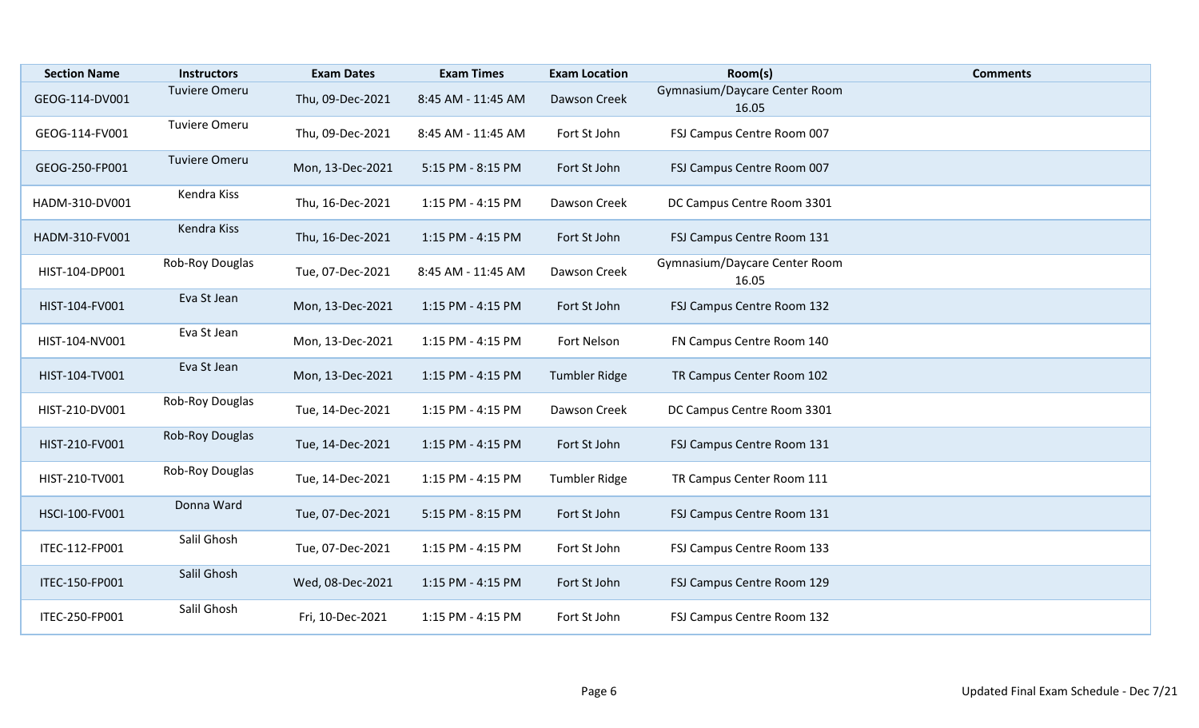| Section Name | Instructors | Exam Dates | Exam Times | Exam Location | Room(s) | Comments |
|---|---|---|---|---|---|---|
| GEOG-114-DV001 | Tuviere Omeru | Thu, 09-Dec-2021 | 8:45 AM - 11:45 AM | Dawson Creek | Gymnasium/Daycare Center Room 16.05 | |
| GEOG-114-FV001 | Tuviere Omeru | Thu, 09-Dec-2021 | 8:45 AM - 11:45 AM | Fort St John | FSJ Campus Centre Room 007 | |
| GEOG-250-FP001 | Tuviere Omeru | Mon, 13-Dec-2021 | 5:15 PM - 8:15 PM | Fort St John | FSJ Campus Centre Room 007 | |
| HADM-310-DV001 | Kendra Kiss | Thu, 16-Dec-2021 | 1:15 PM - 4:15 PM | Dawson Creek | DC Campus Centre Room 3301 | |
| HADM-310-FV001 | Kendra Kiss | Thu, 16-Dec-2021 | 1:15 PM - 4:15 PM | Fort St John | FSJ Campus Centre Room 131 | |
| HIST-104-DP001 | Rob-Roy Douglas | Tue, 07-Dec-2021 | 8:45 AM - 11:45 AM | Dawson Creek | Gymnasium/Daycare Center Room 16.05 | |
| HIST-104-FV001 | Eva St Jean | Mon, 13-Dec-2021 | 1:15 PM - 4:15 PM | Fort St John | FSJ Campus Centre Room 132 | |
| HIST-104-NV001 | Eva St Jean | Mon, 13-Dec-2021 | 1:15 PM - 4:15 PM | Fort Nelson | FN Campus Centre Room 140 | |
| HIST-104-TV001 | Eva St Jean | Mon, 13-Dec-2021 | 1:15 PM - 4:15 PM | Tumbler Ridge | TR Campus Center Room 102 | |
| HIST-210-DV001 | Rob-Roy Douglas | Tue, 14-Dec-2021 | 1:15 PM - 4:15 PM | Dawson Creek | DC Campus Centre Room 3301 | |
| HIST-210-FV001 | Rob-Roy Douglas | Tue, 14-Dec-2021 | 1:15 PM - 4:15 PM | Fort St John | FSJ Campus Centre Room 131 | |
| HIST-210-TV001 | Rob-Roy Douglas | Tue, 14-Dec-2021 | 1:15 PM - 4:15 PM | Tumbler Ridge | TR Campus Center Room 111 | |
| HSCI-100-FV001 | Donna Ward | Tue, 07-Dec-2021 | 5:15 PM - 8:15 PM | Fort St John | FSJ Campus Centre Room 131 | |
| ITEC-112-FP001 | Salil Ghosh | Tue, 07-Dec-2021 | 1:15 PM - 4:15 PM | Fort St John | FSJ Campus Centre Room 133 | |
| ITEC-150-FP001 | Salil Ghosh | Wed, 08-Dec-2021 | 1:15 PM - 4:15 PM | Fort St John | FSJ Campus Centre Room 129 | |
| ITEC-250-FP001 | Salil Ghosh | Fri, 10-Dec-2021 | 1:15 PM - 4:15 PM | Fort St John | FSJ Campus Centre Room 132 | |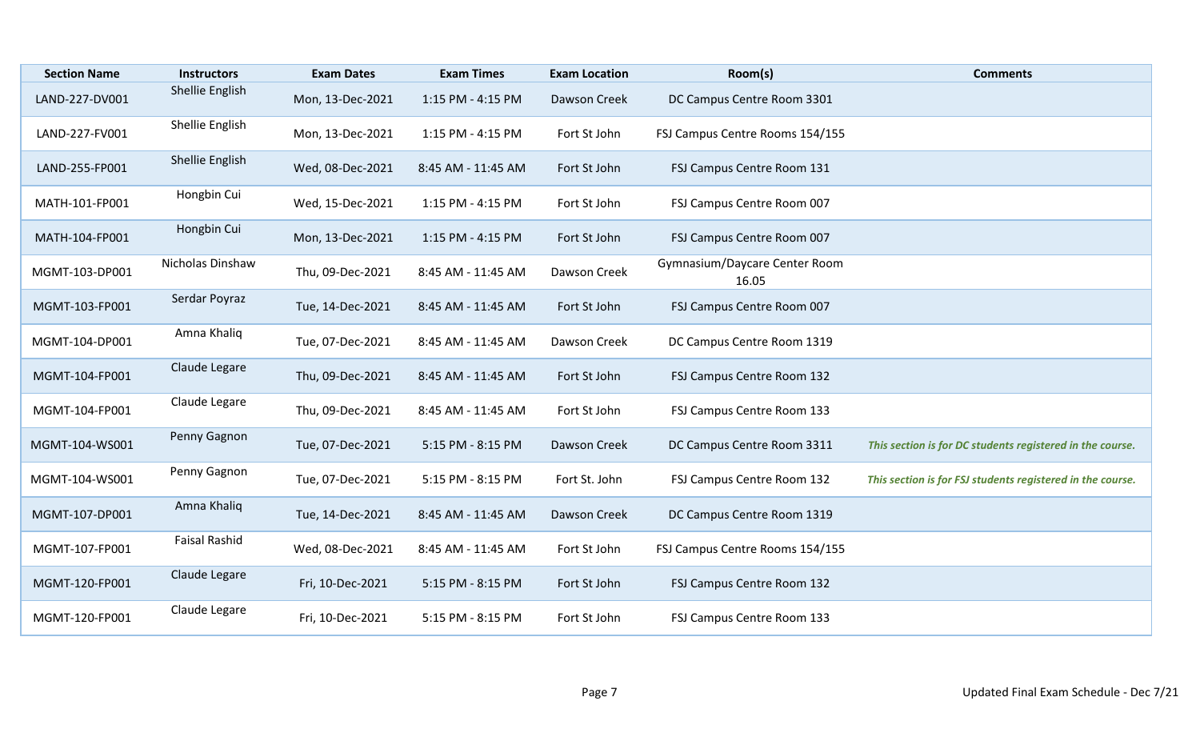| Section Name | Instructors | Exam Dates | Exam Times | Exam Location | Room(s) | Comments |
| --- | --- | --- | --- | --- | --- | --- |
| LAND-227-DV001 | Shellie English | Mon, 13-Dec-2021 | 1:15 PM - 4:15 PM | Dawson Creek | DC Campus Centre Room 3301 | |
| LAND-227-FV001 | Shellie English | Mon, 13-Dec-2021 | 1:15 PM - 4:15 PM | Fort St John | FSJ Campus Centre Rooms 154/155 | |
| LAND-255-FP001 | Shellie English | Wed, 08-Dec-2021 | 8:45 AM - 11:45 AM | Fort St John | FSJ Campus Centre Room 131 | |
| MATH-101-FP001 | Hongbin Cui | Wed, 15-Dec-2021 | 1:15 PM - 4:15 PM | Fort St John | FSJ Campus Centre Room 007 | |
| MATH-104-FP001 | Hongbin Cui | Mon, 13-Dec-2021 | 1:15 PM - 4:15 PM | Fort St John | FSJ Campus Centre Room 007 | |
| MGMT-103-DP001 | Nicholas Dinshaw | Thu, 09-Dec-2021 | 8:45 AM - 11:45 AM | Dawson Creek | Gymnasium/Daycare Center Room 16.05 | |
| MGMT-103-FP001 | Serdar Poyraz | Tue, 14-Dec-2021 | 8:45 AM - 11:45 AM | Fort St John | FSJ Campus Centre Room 007 | |
| MGMT-104-DP001 | Amna Khaliq | Tue, 07-Dec-2021 | 8:45 AM - 11:45 AM | Dawson Creek | DC Campus Centre Room 1319 | |
| MGMT-104-FP001 | Claude Legare | Thu, 09-Dec-2021 | 8:45 AM - 11:45 AM | Fort St John | FSJ Campus Centre Room 132 | |
| MGMT-104-FP001 | Claude Legare | Thu, 09-Dec-2021 | 8:45 AM - 11:45 AM | Fort St John | FSJ Campus Centre Room 133 | |
| MGMT-104-WS001 | Penny Gagnon | Tue, 07-Dec-2021 | 5:15 PM - 8:15 PM | Dawson Creek | DC Campus Centre Room 3311 | ***This section is for DC students registered in the course.*** |
| MGMT-104-WS001 | Penny Gagnon | Tue, 07-Dec-2021 | 5:15 PM - 8:15 PM | Fort St. John | FSJ Campus Centre Room 132 | ***This section is for FSJ students registered in the course.*** |
| MGMT-107-DP001 | Amna Khaliq | Tue, 14-Dec-2021 | 8:45 AM - 11:45 AM | Dawson Creek | DC Campus Centre Room 1319 | |
| MGMT-107-FP001 | Faisal Rashid | Wed, 08-Dec-2021 | 8:45 AM - 11:45 AM | Fort St John | FSJ Campus Centre Rooms 154/155 | |
| MGMT-120-FP001 | Claude Legare | Fri, 10-Dec-2021 | 5:15 PM - 8:15 PM | Fort St John | FSJ Campus Centre Room 132 | |
| MGMT-120-FP001 | Claude Legare | Fri, 10-Dec-2021 | 5:15 PM - 8:15 PM | Fort St John | FSJ Campus Centre Room 133 | |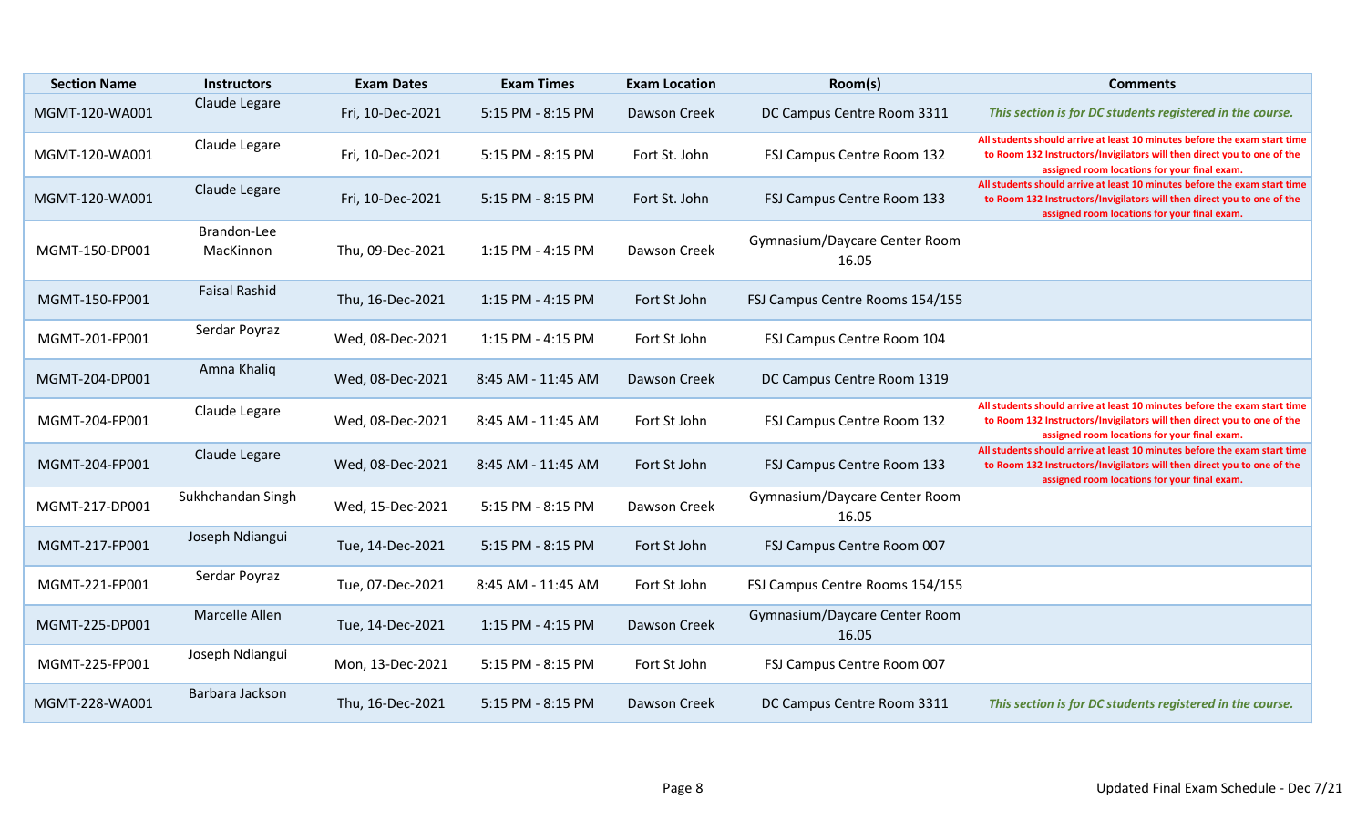| Section Name | Instructors | Exam Dates | Exam Times | Exam Location | Room(s) | Comments |
|---|---|---|---|---|---|---|
| MGMT-120-WA001 | Claude Legare | Fri, 10-Dec-2021 | 5:15 PM - 8:15 PM | Dawson Creek | DC Campus Centre Room 3311 | *This section is for DC students registered in the course.* |
| MGMT-120-WA001 | Claude Legare | Fri, 10-Dec-2021 | 5:15 PM - 8:15 PM | Fort St. John | FSJ Campus Centre Room 132 | **All students should arrive at least 10 minutes before the exam start time to Room 132 Instructors/Invigilators will then direct you to one of the assigned room locations for your final exam.** |
| MGMT-120-WA001 | Claude Legare | Fri, 10-Dec-2021 | 5:15 PM - 8:15 PM | Fort St. John | FSJ Campus Centre Room 133 | **All students should arrive at least 10 minutes before the exam start time to Room 132 Instructors/Invigilators will then direct you to one of the assigned room locations for your final exam.** |
| MGMT-150-DP001 | Brandon-Lee MacKinnon | Thu, 09-Dec-2021 | 1:15 PM - 4:15 PM | Dawson Creek | Gymnasium/Daycare Center Room 16.05 | |
| MGMT-150-FP001 | Faisal Rashid | Thu, 16-Dec-2021 | 1:15 PM - 4:15 PM | Fort St John | FSJ Campus Centre Rooms 154/155 | |
| MGMT-201-FP001 | Serdar Poyraz | Wed, 08-Dec-2021 | 1:15 PM - 4:15 PM | Fort St John | FSJ Campus Centre Room 104 | |
| MGMT-204-DP001 | Amna Khaliq | Wed, 08-Dec-2021 | 8:45 AM - 11:45 AM | Dawson Creek | DC Campus Centre Room 1319 | |
| MGMT-204-FP001 | Claude Legare | Wed, 08-Dec-2021 | 8:45 AM - 11:45 AM | Fort St John | FSJ Campus Centre Room 132 | **All students should arrive at least 10 minutes before the exam start time to Room 132 Instructors/Invigilators will then direct you to one of the assigned room locations for your final exam.** |
| MGMT-204-FP001 | Claude Legare | Wed, 08-Dec-2021 | 8:45 AM - 11:45 AM | Fort St John | FSJ Campus Centre Room 133 | **All students should arrive at least 10 minutes before the exam start time to Room 132 Instructors/Invigilators will then direct you to one of the assigned room locations for your final exam.** |
| MGMT-217-DP001 | Sukhchandan Singh | Wed, 15-Dec-2021 | 5:15 PM - 8:15 PM | Dawson Creek | Gymnasium/Daycare Center Room 16.05 | |
| MGMT-217-FP001 | Joseph Ndiangui | Tue, 14-Dec-2021 | 5:15 PM - 8:15 PM | Fort St John | FSJ Campus Centre Room 007 | |
| MGMT-221-FP001 | Serdar Poyraz | Tue, 07-Dec-2021 | 8:45 AM - 11:45 AM | Fort St John | FSJ Campus Centre Rooms 154/155 | |
| MGMT-225-DP001 | Marcelle Allen | Tue, 14-Dec-2021 | 1:15 PM - 4:15 PM | Dawson Creek | Gymnasium/Daycare Center Room 16.05 | |
| MGMT-225-FP001 | Joseph Ndiangui | Mon, 13-Dec-2021 | 5:15 PM - 8:15 PM | Fort St John | FSJ Campus Centre Room 007 | |
| MGMT-228-WA001 | Barbara Jackson | Thu, 16-Dec-2021 | 5:15 PM - 8:15 PM | Dawson Creek | DC Campus Centre Room 3311 | *This section is for DC students registered in the course.* |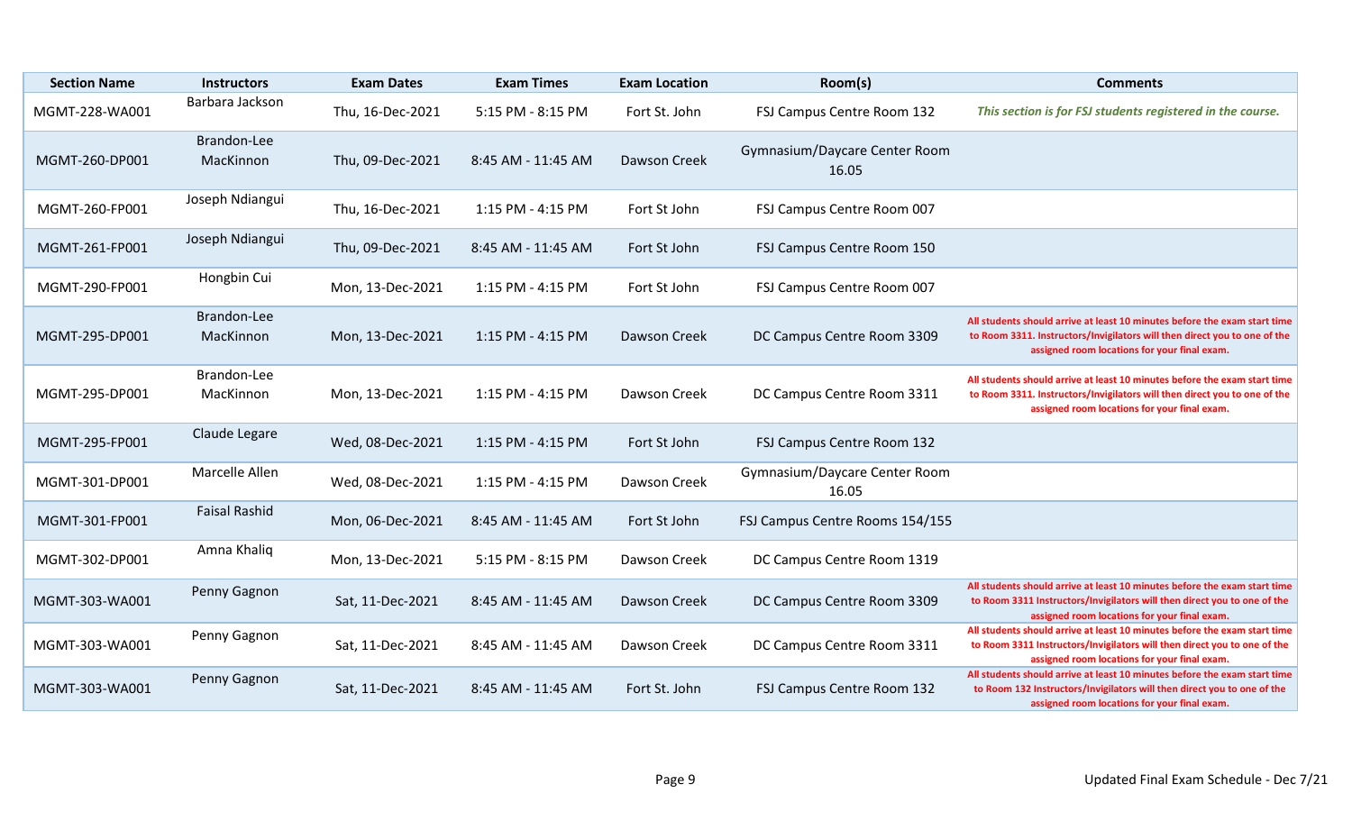| Section Name | Instructors | Exam Dates | Exam Times | Exam Location | Room(s) | Comments |
|---|---|---|---|---|---|---|
| MGMT-228-WA001 | Barbara Jackson | Thu, 16-Dec-2021 | 5:15 PM - 8:15 PM | Fort St. John | FSJ Campus Centre Room 132 | ***This section is for FSJ students registered in the course.*** |
| MGMT-260-DP001 | Brandon-Lee MacKinnon | Thu, 09-Dec-2021 | 8:45 AM - 11:45 AM | Dawson Creek | Gymnasium/Daycare Center Room 16.05 | |
| MGMT-260-FP001 | Joseph Ndiangui | Thu, 16-Dec-2021 | 1:15 PM - 4:15 PM | Fort St John | FSJ Campus Centre Room 007 | |
| MGMT-261-FP001 | Joseph Ndiangui | Thu, 09-Dec-2021 | 8:45 AM - 11:45 AM | Fort St John | FSJ Campus Centre Room 150 | |
| MGMT-290-FP001 | Hongbin Cui | Mon, 13-Dec-2021 | 1:15 PM - 4:15 PM | Fort St John | FSJ Campus Centre Room 007 | |
| MGMT-295-DP001 | Brandon-Lee MacKinnon | Mon, 13-Dec-2021 | 1:15 PM - 4:15 PM | Dawson Creek | DC Campus Centre Room 3309 | **All students should arrive at least 10 minutes before the exam start time to Room 3311. Instructors/Invigilators will then direct you to one of the assigned room locations for your final exam.** |
| MGMT-295-DP001 | Brandon-Lee MacKinnon | Mon, 13-Dec-2021 | 1:15 PM - 4:15 PM | Dawson Creek | DC Campus Centre Room 3311 | **All students should arrive at least 10 minutes before the exam start time to Room 3311. Instructors/Invigilators will then direct you to one of the assigned room locations for your final exam.** |
| MGMT-295-FP001 | Claude Legare | Wed, 08-Dec-2021 | 1:15 PM - 4:15 PM | Fort St John | FSJ Campus Centre Room 132 | |
| MGMT-301-DP001 | Marcelle Allen | Wed, 08-Dec-2021 | 1:15 PM - 4:15 PM | Dawson Creek | Gymnasium/Daycare Center Room 16.05 | |
| MGMT-301-FP001 | Faisal Rashid | Mon, 06-Dec-2021 | 8:45 AM - 11:45 AM | Fort St John | FSJ Campus Centre Rooms 154/155 | |
| MGMT-302-DP001 | Amna Khaliq | Mon, 13-Dec-2021 | 5:15 PM - 8:15 PM | Dawson Creek | DC Campus Centre Room 1319 | |
| MGMT-303-WA001 | Penny Gagnon | Sat, 11-Dec-2021 | 8:45 AM - 11:45 AM | Dawson Creek | DC Campus Centre Room 3309 | **All students should arrive at least 10 minutes before the exam start time to Room 3311 Instructors/Invigilators will then direct you to one of the assigned room locations for your final exam.** |
| MGMT-303-WA001 | Penny Gagnon | Sat, 11-Dec-2021 | 8:45 AM - 11:45 AM | Dawson Creek | DC Campus Centre Room 3311 | **All students should arrive at least 10 minutes before the exam start time to Room 3311 Instructors/Invigilators will then direct you to one of the assigned room locations for your final exam.** |
| MGMT-303-WA001 | Penny Gagnon | Sat, 11-Dec-2021 | 8:45 AM - 11:45 AM | Fort St. John | FSJ Campus Centre Room 132 | **All students should arrive at least 10 minutes before the exam start time to Room 132 Instructors/Invigilators will then direct you to one of the assigned room locations for your final exam.** |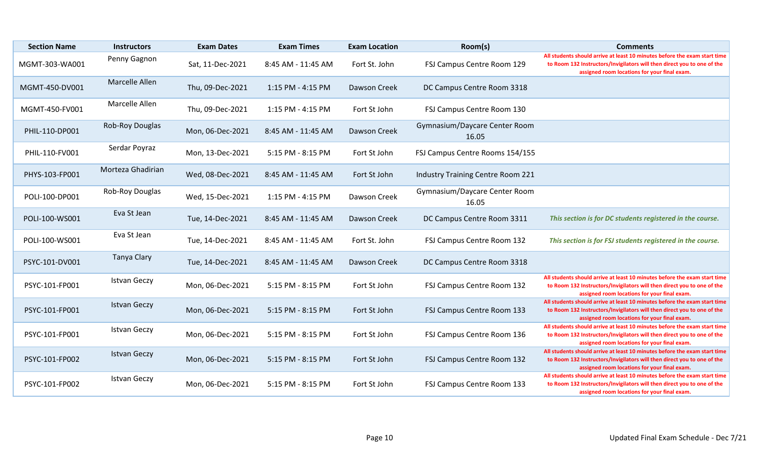| Section Name | Instructors | Exam Dates | Exam Times | Exam Location | Room(s) | Comments |
|---|---|---|---|---|---|---|
| MGMT-303-WA001 | Penny Gagnon | Sat, 11-Dec-2021 | 8:45 AM - 11:45 AM | Fort St. John | FSJ Campus Centre Room 129 | **All students should arrive at least 10 minutes before the exam start time to Room 132 Instructors/Invigilators will then direct you to one of the assigned room locations for your final exam.** |
| MGMT-450-DV001 | Marcelle Allen | Thu, 09-Dec-2021 | 1:15 PM - 4:15 PM | Dawson Creek | DC Campus Centre Room 3318 | |
| MGMT-450-FV001 | Marcelle Allen | Thu, 09-Dec-2021 | 1:15 PM - 4:15 PM | Fort St John | FSJ Campus Centre Room 130 | |
| PHIL-110-DP001 | Rob-Roy Douglas | Mon, 06-Dec-2021 | 8:45 AM - 11:45 AM | Dawson Creek | Gymnasium/Daycare Center Room 16.05 | |
| PHIL-110-FV001 | Serdar Poyraz | Mon, 13-Dec-2021 | 5:15 PM - 8:15 PM | Fort St John | FSJ Campus Centre Rooms 154/155 | |
| PHYS-103-FP001 | Morteza Ghadirian | Wed, 08-Dec-2021 | 8:45 AM - 11:45 AM | Fort St John | Industry Training Centre Room 221 | |
| POLI-100-DP001 | Rob-Roy Douglas | Wed, 15-Dec-2021 | 1:15 PM - 4:15 PM | Dawson Creek | Gymnasium/Daycare Center Room 16.05 | |
| POLI-100-WS001 | Eva St Jean | Tue, 14-Dec-2021 | 8:45 AM - 11:45 AM | Dawson Creek | DC Campus Centre Room 3311 | ***This section is for DC students registered in the course.*** |
| POLI-100-WS001 | Eva St Jean | Tue, 14-Dec-2021 | 8:45 AM - 11:45 AM | Fort St. John | FSJ Campus Centre Room 132 | ***This section is for FSJ students registered in the course.*** |
| PSYC-101-DV001 | Tanya Clary | Tue, 14-Dec-2021 | 8:45 AM - 11:45 AM | Dawson Creek | DC Campus Centre Room 3318 | |
| PSYC-101-FP001 | Istvan Geczy | Mon, 06-Dec-2021 | 5:15 PM - 8:15 PM | Fort St John | FSJ Campus Centre Room 132 | **All students should arrive at least 10 minutes before the exam start time to Room 132 Instructors/Invigilators will then direct you to one of the assigned room locations for your final exam.** |
| PSYC-101-FP001 | Istvan Geczy | Mon, 06-Dec-2021 | 5:15 PM - 8:15 PM | Fort St John | FSJ Campus Centre Room 133 | **All students should arrive at least 10 minutes before the exam start time to Room 132 Instructors/Invigilators will then direct you to one of the assigned room locations for your final exam.** |
| PSYC-101-FP001 | Istvan Geczy | Mon, 06-Dec-2021 | 5:15 PM - 8:15 PM | Fort St John | FSJ Campus Centre Room 136 | **All students should arrive at least 10 minutes before the exam start time to Room 132 Instructors/Invigilators will then direct you to one of the assigned room locations for your final exam.** |
| PSYC-101-FP002 | Istvan Geczy | Mon, 06-Dec-2021 | 5:15 PM - 8:15 PM | Fort St John | FSJ Campus Centre Room 132 | **All students should arrive at least 10 minutes before the exam start time to Room 132 Instructors/Invigilators will then direct you to one of the assigned room locations for your final exam.** |
| PSYC-101-FP002 | Istvan Geczy | Mon, 06-Dec-2021 | 5:15 PM - 8:15 PM | Fort St John | FSJ Campus Centre Room 133 | **All students should arrive at least 10 minutes before the exam start time to Room 132 Instructors/Invigilators will then direct you to one of the assigned room locations for your final exam.** |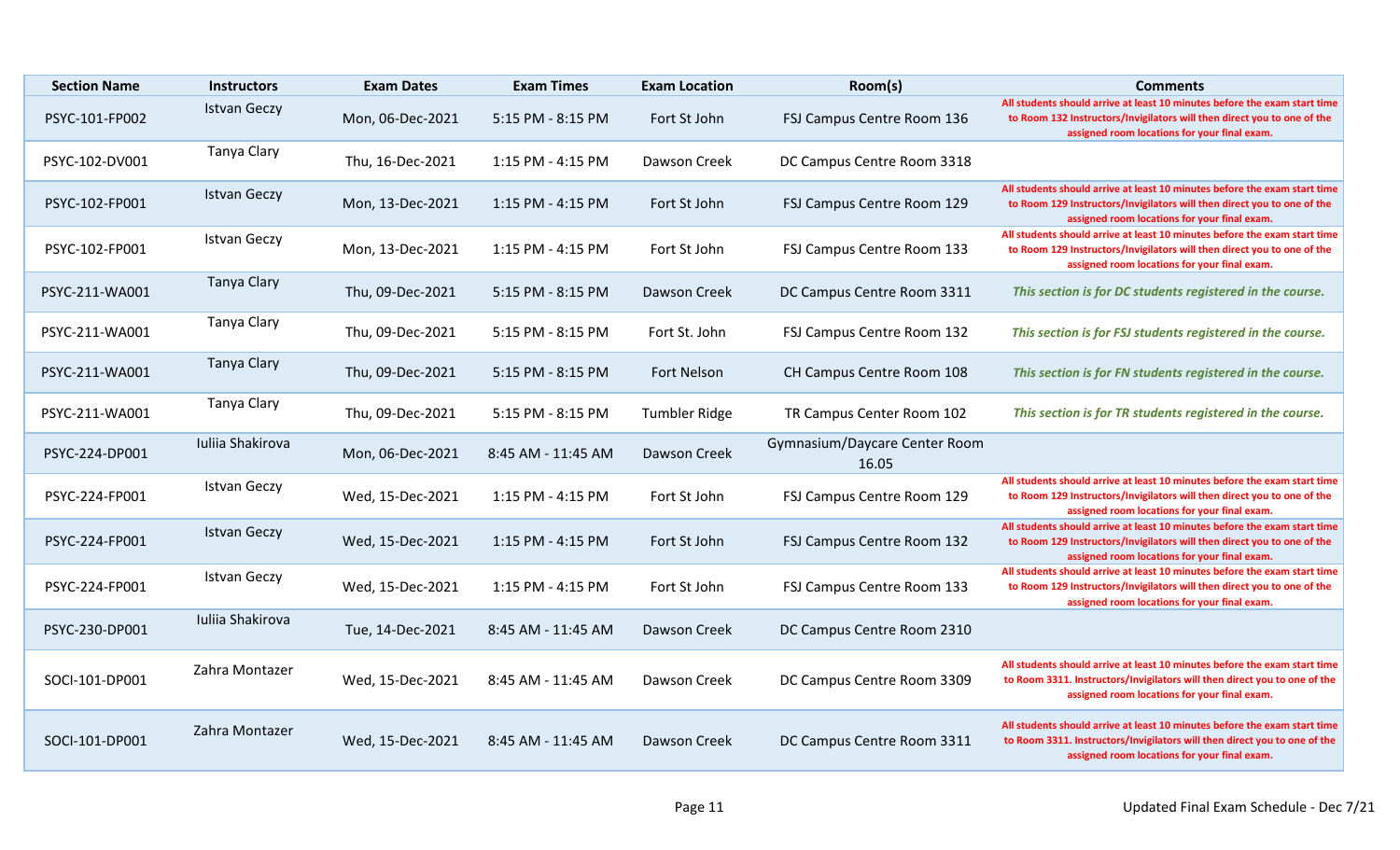| Section Name | Instructors | Exam Dates | Exam Times | Exam Location | Room(s) | Comments |
|---|---|---|---|---|---|---|
| PSYC-101-FP002 | Istvan Geczy | Mon, 06-Dec-2021 | 5:15 PM - 8:15 PM | Fort St John | FSJ Campus Centre Room 136 | **All students should arrive at least 10 minutes before the exam start time to Room 132 Instructors/Invigilators will then direct you to one of the assigned room locations for your final exam.** |
| PSYC-102-DV001 | Tanya Clary | Thu, 16-Dec-2021 | 1:15 PM - 4:15 PM | Dawson Creek | DC Campus Centre Room 3318 | |
| PSYC-102-FP001 | Istvan Geczy | Mon, 13-Dec-2021 | 1:15 PM - 4:15 PM | Fort St John | FSJ Campus Centre Room 129 | **All students should arrive at least 10 minutes before the exam start time to Room 129 Instructors/Invigilators will then direct you to one of the assigned room locations for your final exam.** |
| PSYC-102-FP001 | Istvan Geczy | Mon, 13-Dec-2021 | 1:15 PM - 4:15 PM | Fort St John | FSJ Campus Centre Room 133 | **All students should arrive at least 10 minutes before the exam start time to Room 129 Instructors/Invigilators will then direct you to one of the assigned room locations for your final exam.** |
| PSYC-211-WA001 | Tanya Clary | Thu, 09-Dec-2021 | 5:15 PM - 8:15 PM | Dawson Creek | DC Campus Centre Room 3311 | ***This section is for DC students registered in the course.*** |
| PSYC-211-WA001 | Tanya Clary | Thu, 09-Dec-2021 | 5:15 PM - 8:15 PM | Fort St. John | FSJ Campus Centre Room 132 | ***This section is for FSJ students registered in the course.*** |
| PSYC-211-WA001 | Tanya Clary | Thu, 09-Dec-2021 | 5:15 PM - 8:15 PM | Fort Nelson | CH Campus Centre Room 108 | ***This section is for FN students registered in the course.*** |
| PSYC-211-WA001 | Tanya Clary | Thu, 09-Dec-2021 | 5:15 PM - 8:15 PM | Tumbler Ridge | TR Campus Center Room 102 | ***This section is for TR students registered in the course.*** |
| PSYC-224-DP001 | Iuliia Shakirova | Mon, 06-Dec-2021 | 8:45 AM - 11:45 AM | Dawson Creek | Gymnasium/Daycare Center Room 16.05 | |
| PSYC-224-FP001 | Istvan Geczy | Wed, 15-Dec-2021 | 1:15 PM - 4:15 PM | Fort St John | FSJ Campus Centre Room 129 | **All students should arrive at least 10 minutes before the exam start time to Room 129 Instructors/Invigilators will then direct you to one of the assigned room locations for your final exam.** |
| PSYC-224-FP001 | Istvan Geczy | Wed, 15-Dec-2021 | 1:15 PM - 4:15 PM | Fort St John | FSJ Campus Centre Room 132 | **All students should arrive at least 10 minutes before the exam start time to Room 129 Instructors/Invigilators will then direct you to one of the assigned room locations for your final exam.** |
| PSYC-224-FP001 | Istvan Geczy | Wed, 15-Dec-2021 | 1:15 PM - 4:15 PM | Fort St John | FSJ Campus Centre Room 133 | **All students should arrive at least 10 minutes before the exam start time to Room 129 Instructors/Invigilators will then direct you to one of the assigned room locations for your final exam.** |
| PSYC-230-DP001 | Iuliia Shakirova | Tue, 14-Dec-2021 | 8:45 AM - 11:45 AM | Dawson Creek | DC Campus Centre Room 2310 | |
| SOCI-101-DP001 | Zahra Montazer | Wed, 15-Dec-2021 | 8:45 AM - 11:45 AM | Dawson Creek | DC Campus Centre Room 3309 | **All students should arrive at least 10 minutes before the exam start time to Room 3311. Instructors/Invigilators will then direct you to one of the assigned room locations for your final exam.** |
| SOCI-101-DP001 | Zahra Montazer | Wed, 15-Dec-2021 | 8:45 AM - 11:45 AM | Dawson Creek | DC Campus Centre Room 3311 | **All students should arrive at least 10 minutes before the exam start time to Room 3311. Instructors/Invigilators will then direct you to one of the assigned room locations for your final exam.** |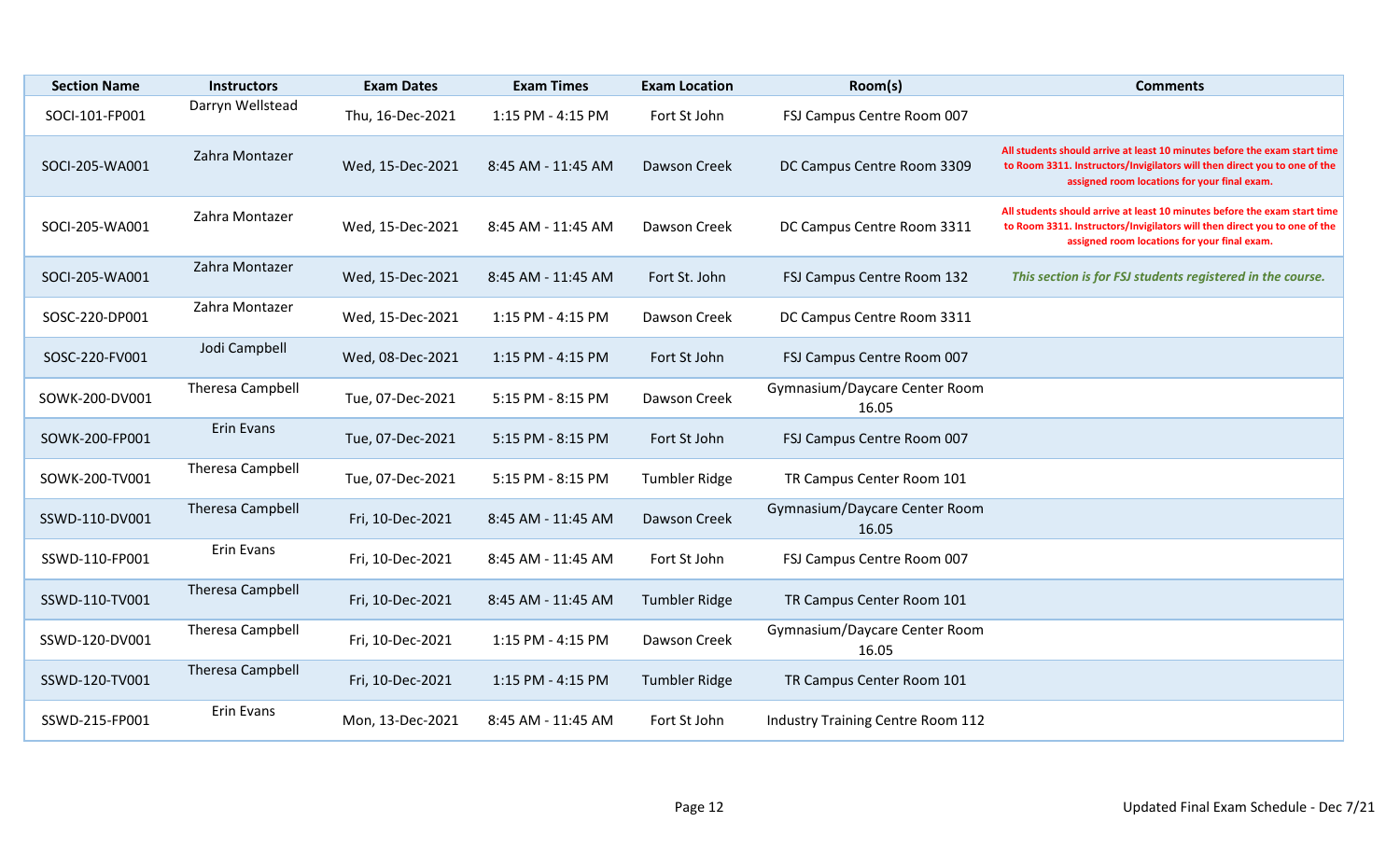| Section Name | Instructors | Exam Dates | Exam Times | Exam Location | Room(s) | Comments |
|---|---|---|---|---|---|---|
| SOCI-101-FP001 | Darryn Wellstead | Thu, 16-Dec-2021 | 1:15 PM - 4:15 PM | Fort St John | FSJ Campus Centre Room 007 | |
| SOCI-205-WA001 | Zahra Montazer | Wed, 15-Dec-2021 | 8:45 AM - 11:45 AM | Dawson Creek | DC Campus Centre Room 3309 | **All students should arrive at least 10 minutes before the exam start time to Room 3311. Instructors/Invigilators will then direct you to one of the assigned room locations for your final exam.** |
| SOCI-205-WA001 | Zahra Montazer | Wed, 15-Dec-2021 | 8:45 AM - 11:45 AM | Dawson Creek | DC Campus Centre Room 3311 | **All students should arrive at least 10 minutes before the exam start time to Room 3311. Instructors/Invigilators will then direct you to one of the assigned room locations for your final exam.** |
| SOCI-205-WA001 | Zahra Montazer | Wed, 15-Dec-2021 | 8:45 AM - 11:45 AM | Fort St. John | FSJ Campus Centre Room 132 | ***This section is for FSJ students registered in the course.*** |
| SOSC-220-DP001 | Zahra Montazer | Wed, 15-Dec-2021 | 1:15 PM - 4:15 PM | Dawson Creek | DC Campus Centre Room 3311 | |
| SOSC-220-FV001 | Jodi Campbell | Wed, 08-Dec-2021 | 1:15 PM - 4:15 PM | Fort St John | FSJ Campus Centre Room 007 | |
| SOWK-200-DV001 | Theresa Campbell | Tue, 07-Dec-2021 | 5:15 PM - 8:15 PM | Dawson Creek | Gymnasium/Daycare Center Room 16.05 | |
| SOWK-200-FP001 | Erin Evans | Tue, 07-Dec-2021 | 5:15 PM - 8:15 PM | Fort St John | FSJ Campus Centre Room 007 | |
| SOWK-200-TV001 | Theresa Campbell | Tue, 07-Dec-2021 | 5:15 PM - 8:15 PM | Tumbler Ridge | TR Campus Center Room 101 | |
| SSWD-110-DV001 | Theresa Campbell | Fri, 10-Dec-2021 | 8:45 AM - 11:45 AM | Dawson Creek | Gymnasium/Daycare Center Room 16.05 | |
| SSWD-110-FP001 | Erin Evans | Fri, 10-Dec-2021 | 8:45 AM - 11:45 AM | Fort St John | FSJ Campus Centre Room 007 | |
| SSWD-110-TV001 | Theresa Campbell | Fri, 10-Dec-2021 | 8:45 AM - 11:45 AM | Tumbler Ridge | TR Campus Center Room 101 | |
| SSWD-120-DV001 | Theresa Campbell | Fri, 10-Dec-2021 | 1:15 PM - 4:15 PM | Dawson Creek | Gymnasium/Daycare Center Room 16.05 | |
| SSWD-120-TV001 | Theresa Campbell | Fri, 10-Dec-2021 | 1:15 PM - 4:15 PM | Tumbler Ridge | TR Campus Center Room 101 | |
| SSWD-215-FP001 | Erin Evans | Mon, 13-Dec-2021 | 8:45 AM - 11:45 AM | Fort St John | Industry Training Centre Room 112 | |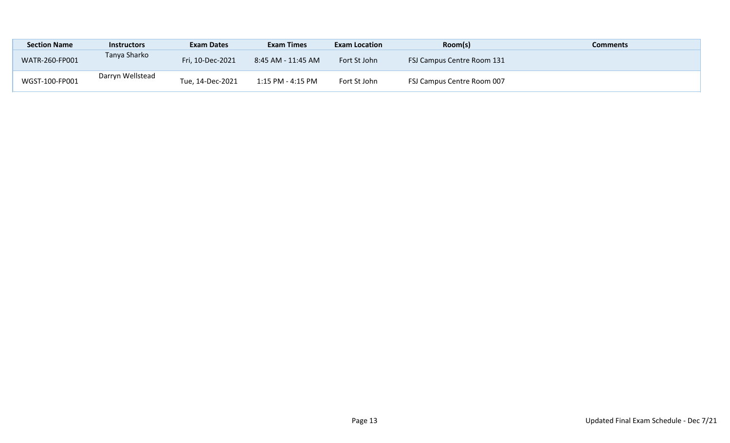| Section Name | Instructors | Exam Dates | Exam Times | Exam Location | Room(s) | Comments |
|---|---|---|---|---|---|---|
| WATR-260-FP001 | Tanya Sharko | Fri, 10-Dec-2021 | 8:45 AM - 11:45 AM | Fort St John | FSJ Campus Centre Room 131 | |
| WGST-100-FP001 | Darryn Wellstead | Tue, 14-Dec-2021 | 1:15 PM - 4:15 PM | Fort St John | FSJ Campus Centre Room 007 | |